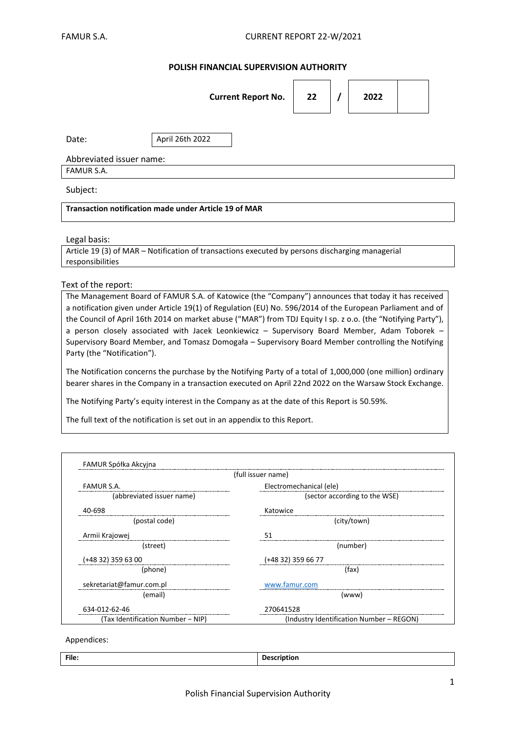**POLISH FINANCIAL SUPERVISION AUTHORITY**

| **Current Report No.** | **22** | **/** | **2022** | |
|---|---|---|---|---|

Date: April 26th 2022

Abbreviated issuer name:
FAMUR S.A.

Subject:

**Transaction notification made under Article 19 of MAR**

Legal basis:

Article 19 (3) of MAR – Notification of transactions executed by persons discharging managerial responsibilities

Text of the report:

The Management Board of FAMUR S.A. of Katowice (the "Company") announces that today it has received a notification given under Article 19(1) of Regulation (EU) No. 596/2014 of the European Parliament and of the Council of April 16th 2014 on market abuse ("MAR") from TDJ Equity I sp. z o.o. (the "Notifying Party"), a person closely associated with Jacek Leonkiewicz – Supervisory Board Member, Adam Toborek – Supervisory Board Member, and Tomasz Domogała – Supervisory Board Member controlling the Notifying Party (the "Notification").

The Notification concerns the purchase by the Notifying Party of a total of 1,000,000 (one million) ordinary bearer shares in the Company in a transaction executed on April 22nd 2022 on the Warsaw Stock Exchange.

The Notifying Party's equity interest in the Company as at the date of this Report is 50.59%.

The full text of the notification is set out in an appendix to this Report.

| FAMUR Spółka Akcyjna | |
|---|---|
| (full issuer name) | |
| FAMUR S.A. | Electromechanical (ele) |
| (abbreviated issuer name) | (sector according to the WSE) |
| 40-698 | Katowice |
| (postal code) | (city/town) |
| Armii Krajowej | 51 |
| (street) | (number) |
| (+48 32) 359 63 00 | (+48 32) 359 66 77 |
| (phone) | (fax) |
| sekretariat@famur.com.pl | www.famur.com |
| (email) | (www) |
| 634-012-62-46 | 270641528 |
| (Tax Identification Number – NIP) | (Industry Identification Number – REGON) |

Appendices:

| **File:** | **Description** |
|---|---|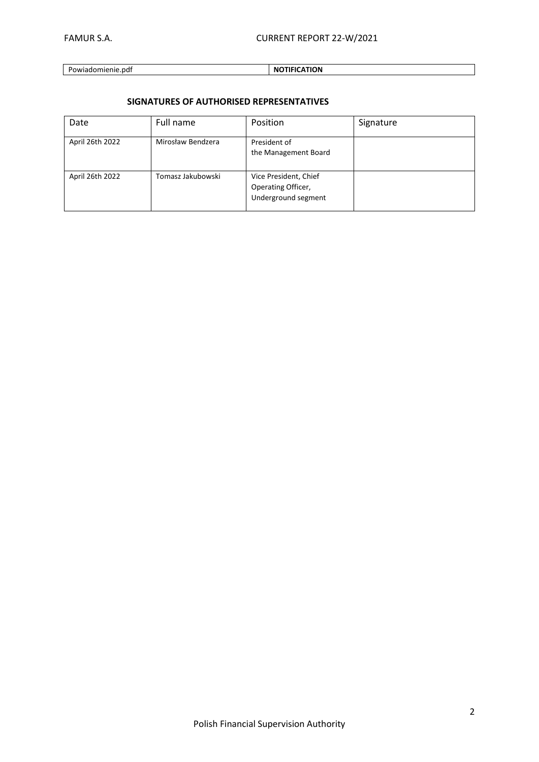| Powiadomienie.pdf | **NOTIFICATION** |
|---|---|

**SIGNATURES OF AUTHORISED REPRESENTATIVES**

| Date | Full name | Position | Signature |
|---|---|---|---|
| April 26th 2022 | Mirosław Bendzera | President of the Management Board | |
| April 26th 2022 | Tomasz Jakubowski | Vice President, Chief Operating Officer, Underground segment | |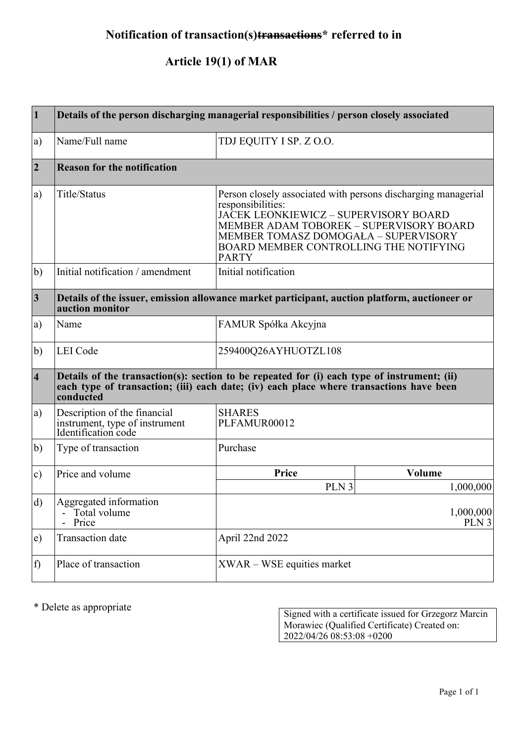# Notification of transaction(s)~~transactions~~* referred to in Article 19(1) of MAR

| | | |
|---|---|---|
| **1** | **Details of the person discharging managerial responsibilities / person closely associated** | |
| a) | Name/Full name | TDJ EQUITY I SP. Z O.O. |
| **2** | **Reason for the notification** | |
| a) | Title/Status | Person closely associated with persons discharging managerial responsibilities: JACEK LEONKIEWICZ – SUPERVISORY BOARD MEMBER ADAM TOBOREK – SUPERVISORY BOARD MEMBER TOMASZ DOMOGAŁA – SUPERVISORY BOARD MEMBER CONTROLLING THE NOTIFYING PARTY |
| b) | Initial notification / amendment | Initial notification |
| **3** | **Details of the issuer, emission allowance market participant, auction platform, auctioneer or auction monitor** | |
| a) | Name | FAMUR Spółka Akcyjna |
| b) | LEI Code | 259400Q26AYHUOTZL108 |
| **4** | **Details of the transaction(s): section to be repeated for (i) each type of instrument; (ii) each type of transaction; (iii) each date; (iv) each place where transactions have been conducted** | |
| a) | Description of the financial instrument, type of instrument Identification code | SHARES PLFAMUR00012 |
| b) | Type of transaction | Purchase |
| c) | Price and volume | **Price:** PLN 3 / **Volume:** 1,000,000 |
| d) | Aggregated information<br>- Total volume<br>- Price | 1,000,000<br>PLN 3 |
| e) | Transaction date | April 22nd 2022 |
| f) | Place of transaction | XWAR – WSE equities market |

\* Delete as appropriate

Signed with a certificate issued for Grzegorz Marcin Morawiec (Qualified Certificate) Created on: 2022/04/26 08:53:08 +0200